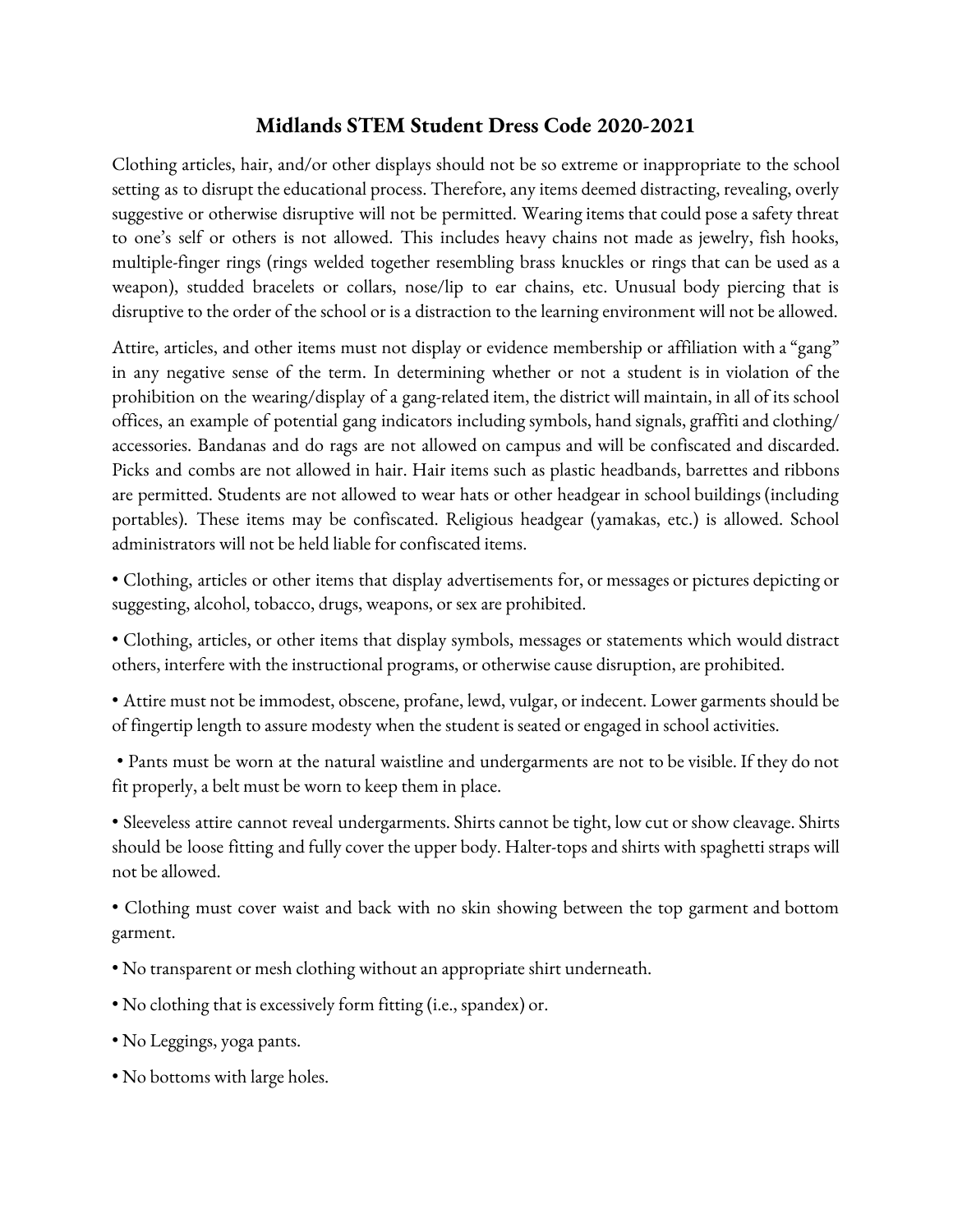# Midlands STEM Student Dress Code 2020-2021

Clothing articles, hair, and/or other displays should not be so extreme or inappropriate to the school setting as to disrupt the educational process. Therefore, any items deemed distracting, revealing, overly suggestive or otherwise disruptive will not be permitted. Wearing items that could pose a safety threat to one's self or others is not allowed. This includes heavy chains not made as jewelry, fish hooks, multiple-finger rings (rings welded together resembling brass knuckles or rings that can be used as a weapon), studded bracelets or collars, nose/lip to ear chains, etc. Unusual body piercing that is disruptive to the order of the school or is a distraction to the learning environment will not be allowed.

Attire, articles, and other items must not display or evidence membership or affiliation with a "gang" in any negative sense of the term. In determining whether or not a student is in violation of the prohibition on the wearing/display of a gang-related item, the district will maintain, in all of its school offices, an example of potential gang indicators including symbols, hand signals, graffiti and clothing/ accessories. Bandanas and do rags are not allowed on campus and will be confiscated and discarded. Picks and combs are not allowed in hair. Hair items such as plastic headbands, barrettes and ribbons are permitted. Students are not allowed to wear hats or other headgear in school buildings (including portables). These items may be confiscated. Religious headgear (yamakas, etc.) is allowed. School administrators will not be held liable for confiscated items.

- Clothing, articles or other items that display advertisements for, or messages or pictures depicting or suggesting, alcohol, tobacco, drugs, weapons, or sex are prohibited.
- Clothing, articles, or other items that display symbols, messages or statements which would distract others, interfere with the instructional programs, or otherwise cause disruption, are prohibited.
- Attire must not be immodest, obscene, profane, lewd, vulgar, or indecent. Lower garments should be of fingertip length to assure modesty when the student is seated or engaged in school activities.
- Pants must be worn at the natural waistline and undergarments are not to be visible. If they do not fit properly, a belt must be worn to keep them in place.
- Sleeveless attire cannot reveal undergarments. Shirts cannot be tight, low cut or show cleavage. Shirts should be loose fitting and fully cover the upper body. Halter-tops and shirts with spaghetti straps will not be allowed.
- Clothing must cover waist and back with no skin showing between the top garment and bottom garment.
- No transparent or mesh clothing without an appropriate shirt underneath.
- No clothing that is excessively form fitting (i.e., spandex) or.
- No Leggings, yoga pants.
- No bottoms with large holes.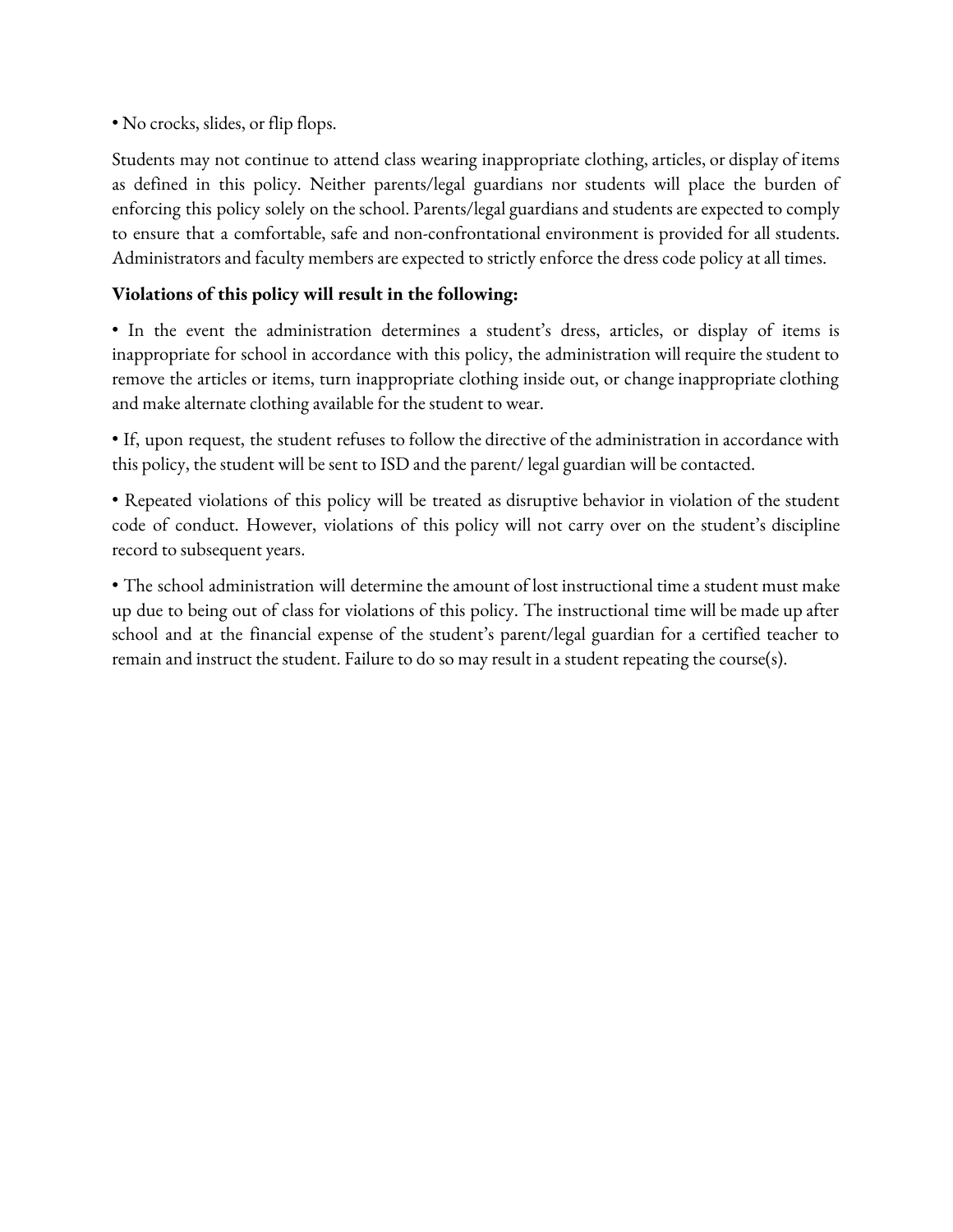- No crocks, slides, or flip flops.

Students may not continue to attend class wearing inappropriate clothing, articles, or display of items as defined in this policy. Neither parents/legal guardians nor students will place the burden of enforcing this policy solely on the school. Parents/legal guardians and students are expected to comply to ensure that a comfortable, safe and non-confrontational environment is provided for all students. Administrators and faculty members are expected to strictly enforce the dress code policy at all times.

**Violations of this policy will result in the following:**

- In the event the administration determines a student's dress, articles, or display of items is inappropriate for school in accordance with this policy, the administration will require the student to remove the articles or items, turn inappropriate clothing inside out, or change inappropriate clothing and make alternate clothing available for the student to wear.

- If, upon request, the student refuses to follow the directive of the administration in accordance with this policy, the student will be sent to ISD and the parent/ legal guardian will be contacted.

- Repeated violations of this policy will be treated as disruptive behavior in violation of the student code of conduct. However, violations of this policy will not carry over on the student's discipline record to subsequent years.

- The school administration will determine the amount of lost instructional time a student must make up due to being out of class for violations of this policy. The instructional time will be made up after school and at the financial expense of the student's parent/legal guardian for a certified teacher to remain and instruct the student. Failure to do so may result in a student repeating the course(s).